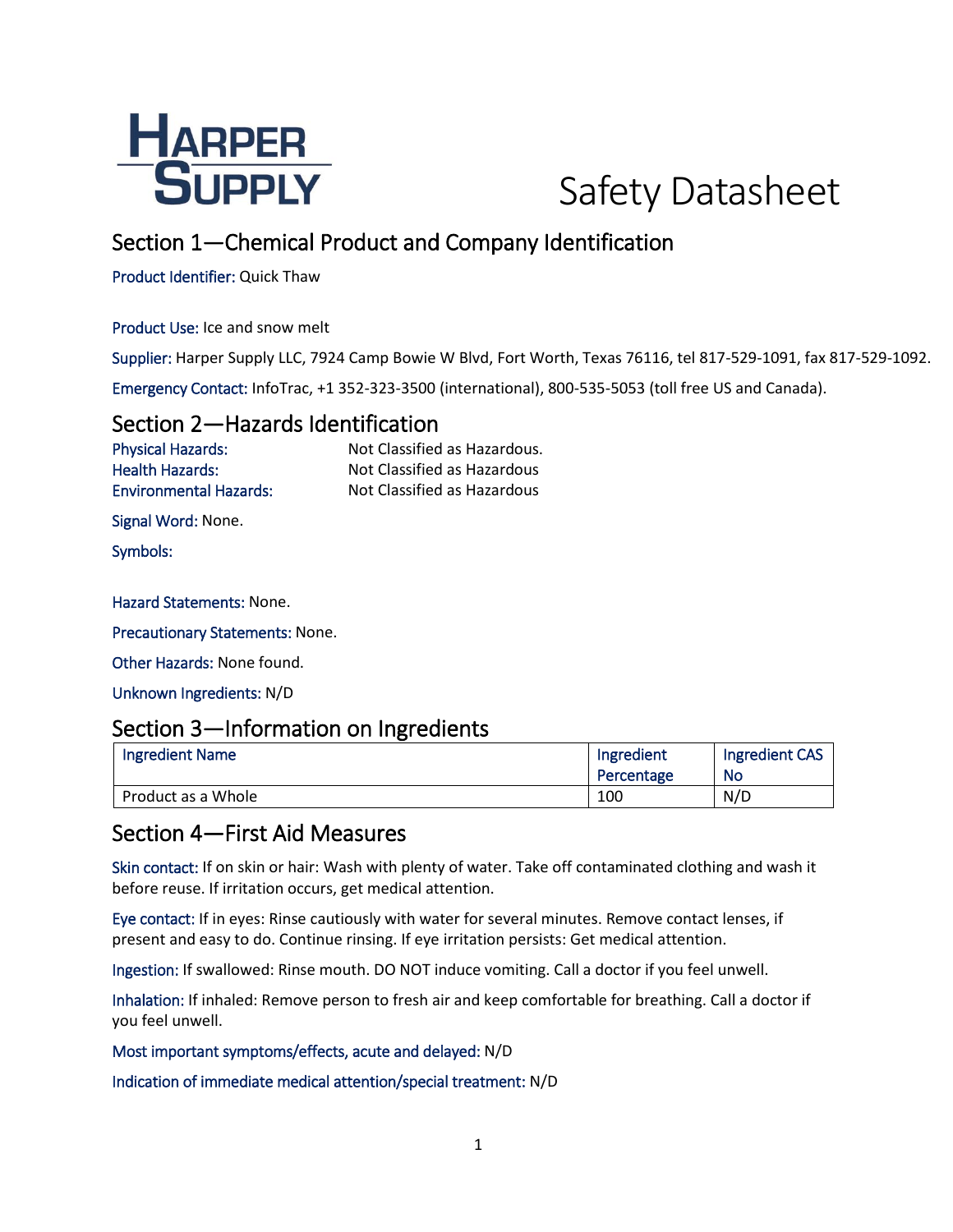HARPER SUPPLY

# Safety Datasheet

## Section 1—Chemical Product and Company Identification

Product Identifier: Quick Thaw

Product Use: Ice and snow melt

Supplier: Harper Supply LLC, 7924 Camp Bowie W Blvd, Fort Worth, Texas 76116, tel 817-529-1091, fax 817-529-1092.

Emergency Contact: InfoTrac, +1 352-323-3500 (international), 800-535-5053 (toll free US and Canada).

## Section 2—Hazards Identification

Physical Hazards: Not Classified as Hazardous.
Health Hazards: Not Classified as Hazardous
Environmental Hazards: Not Classified as Hazardous

Signal Word: None.

Symbols:

Hazard Statements: None.

Precautionary Statements: None.

Other Hazards: None found.

Unknown Ingredients: N/D

## Section 3—Information on Ingredients

| Ingredient Name | Ingredient Percentage | Ingredient CAS No |
|---|---|---|
| Product as a Whole | 100 | N/D |

## Section 4—First Aid Measures

Skin contact: If on skin or hair: Wash with plenty of water. Take off contaminated clothing and wash it before reuse. If irritation occurs, get medical attention.

Eye contact: If in eyes: Rinse cautiously with water for several minutes. Remove contact lenses, if present and easy to do. Continue rinsing. If eye irritation persists: Get medical attention.

Ingestion: If swallowed: Rinse mouth. DO NOT induce vomiting. Call a doctor if you feel unwell.

Inhalation: If inhaled: Remove person to fresh air and keep comfortable for breathing. Call a doctor if you feel unwell.

Most important symptoms/effects, acute and delayed: N/D

Indication of immediate medical attention/special treatment: N/D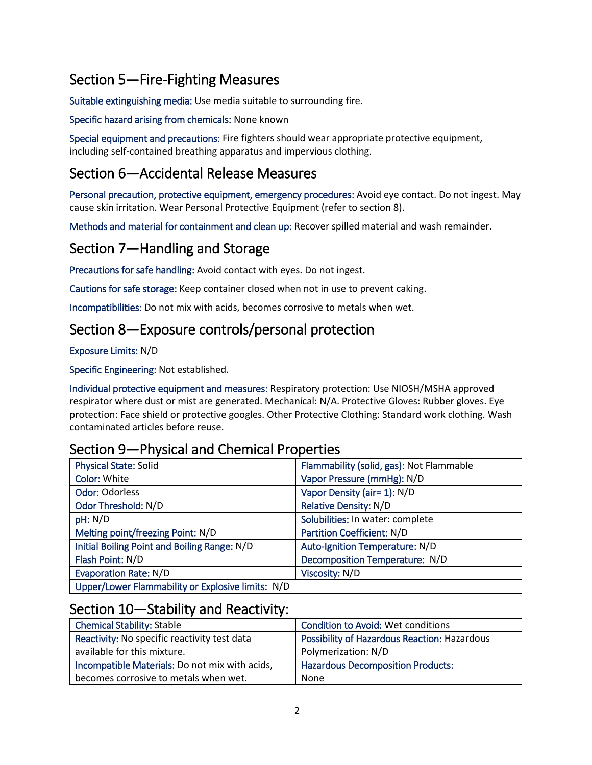## Section 5—Fire-Fighting Measures

Suitable extinguishing media: Use media suitable to surrounding fire.

Specific hazard arising from chemicals: None known

Special equipment and precautions: Fire fighters should wear appropriate protective equipment, including self-contained breathing apparatus and impervious clothing.

## Section 6—Accidental Release Measures

Personal precaution, protective equipment, emergency procedures: Avoid eye contact. Do not ingest. May cause skin irritation. Wear Personal Protective Equipment (refer to section 8).

Methods and material for containment and clean up: Recover spilled material and wash remainder.

## Section 7—Handling and Storage

Precautions for safe handling: Avoid contact with eyes. Do not ingest.

Cautions for safe storage: Keep container closed when not in use to prevent caking.

Incompatibilities: Do not mix with acids, becomes corrosive to metals when wet.

## Section 8—Exposure controls/personal protection

Exposure Limits: N/D

Specific Engineering: Not established.

Individual protective equipment and measures: Respiratory protection: Use NIOSH/MSHA approved respirator where dust or mist are generated. Mechanical: N/A. Protective Gloves: Rubber gloves. Eye protection: Face shield or protective googles. Other Protective Clothing: Standard work clothing. Wash contaminated articles before reuse.

## Section 9—Physical and Chemical Properties

| | |
|---|---|
| Physical State: Solid | Flammability (solid, gas): Not Flammable |
| Color: White | Vapor Pressure (mmHg): N/D |
| Odor: Odorless | Vapor Density (air= 1): N/D |
| Odor Threshold: N/D | Relative Density: N/D |
| pH: N/D | Solubilities: In water: complete |
| Melting point/freezing Point: N/D | Partition Coefficient: N/D |
| Initial Boiling Point and Boiling Range: N/D | Auto-Ignition Temperature: N/D |
| Flash Point: N/D | Decomposition Temperature: N/D |
| Evaporation Rate: N/D | Viscosity: N/D |
| Upper/Lower Flammability or Explosive limits: N/D | |

## Section 10—Stability and Reactivity:

| | |
|---|---|
| Chemical Stability: Stable | Condition to Avoid: Wet conditions |
| Reactivity: No specific reactivity test data available for this mixture. | Possibility of Hazardous Reaction: Hazardous Polymerization: N/D |
| Incompatible Materials: Do not mix with acids, becomes corrosive to metals when wet. | Hazardous Decomposition Products: None |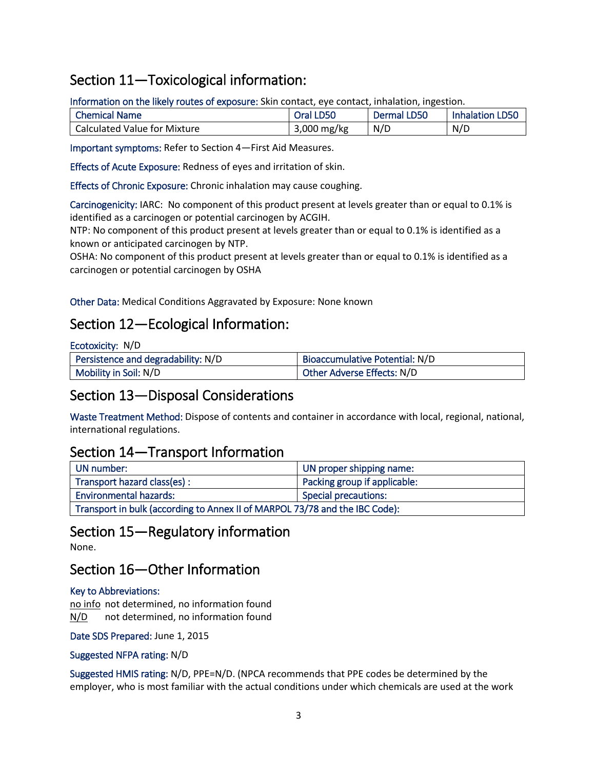## Section 11—Toxicological information:

Information on the likely routes of exposure: Skin contact, eye contact, inhalation, ingestion.

| Chemical Name | Oral LD50 | Dermal LD50 | Inhalation LD50 |
|---|---|---|---|
| Calculated Value for Mixture | 3,000 mg/kg | N/D | N/D |

Important symptoms: Refer to Section 4—First Aid Measures.

Effects of Acute Exposure: Redness of eyes and irritation of skin.

Effects of Chronic Exposure: Chronic inhalation may cause coughing.

Carcinogenicity: IARC: No component of this product present at levels greater than or equal to 0.1% is identified as a carcinogen or potential carcinogen by ACGIH.
NTP: No component of this product present at levels greater than or equal to 0.1% is identified as a known or anticipated carcinogen by NTP.
OSHA: No component of this product present at levels greater than or equal to 0.1% is identified as a carcinogen or potential carcinogen by OSHA

Other Data: Medical Conditions Aggravated by Exposure: None known

## Section 12—Ecological Information:

Ecotoxicity: N/D

| Persistence and degradability: N/D | Bioaccumulative Potential: N/D |
|---|---|
| Mobility in Soil: N/D | Other Adverse Effects: N/D |

## Section 13—Disposal Considerations

Waste Treatment Method: Dispose of contents and container in accordance with local, regional, national, international regulations.

## Section 14—Transport Information

| UN number: | UN proper shipping name: |
|---|---|
| Transport hazard class(es) : | Packing group if applicable: |
| Environmental hazards: | Special precautions: |
| Transport in bulk (according to Annex II of MARPOL 73/78 and the IBC Code): | |

## Section 15—Regulatory information

None.

## Section 16—Other Information

Key to Abbreviations:

no info not determined, no information found
N/D not determined, no information found

Date SDS Prepared: June 1, 2015

Suggested NFPA rating: N/D

Suggested HMIS rating: N/D, PPE=N/D. (NPCA recommends that PPE codes be determined by the employer, who is most familiar with the actual conditions under which chemicals are used at the work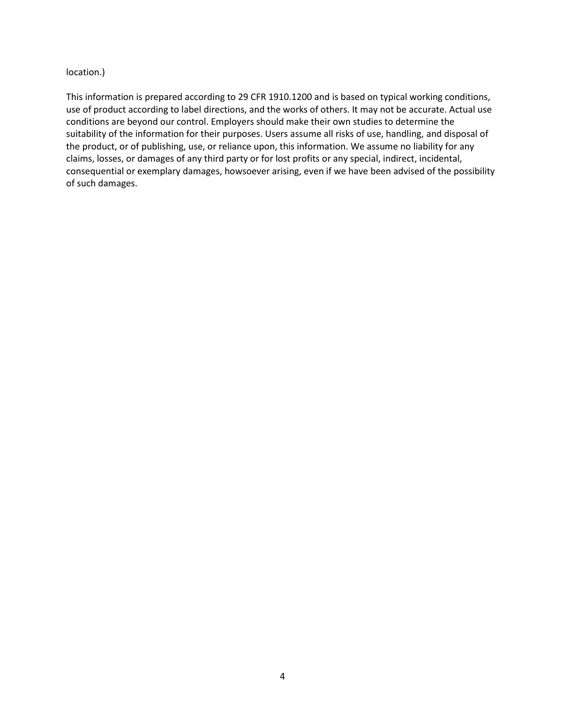location.)

This information is prepared according to 29 CFR 1910.1200 and is based on typical working conditions, use of product according to label directions, and the works of others. It may not be accurate. Actual use conditions are beyond our control. Employers should make their own studies to determine the suitability of the information for their purposes. Users assume all risks of use, handling, and disposal of the product, or of publishing, use, or reliance upon, this information. We assume no liability for any claims, losses, or damages of any third party or for lost profits or any special, indirect, incidental, consequential or exemplary damages, howsoever arising, even if we have been advised of the possibility of such damages.